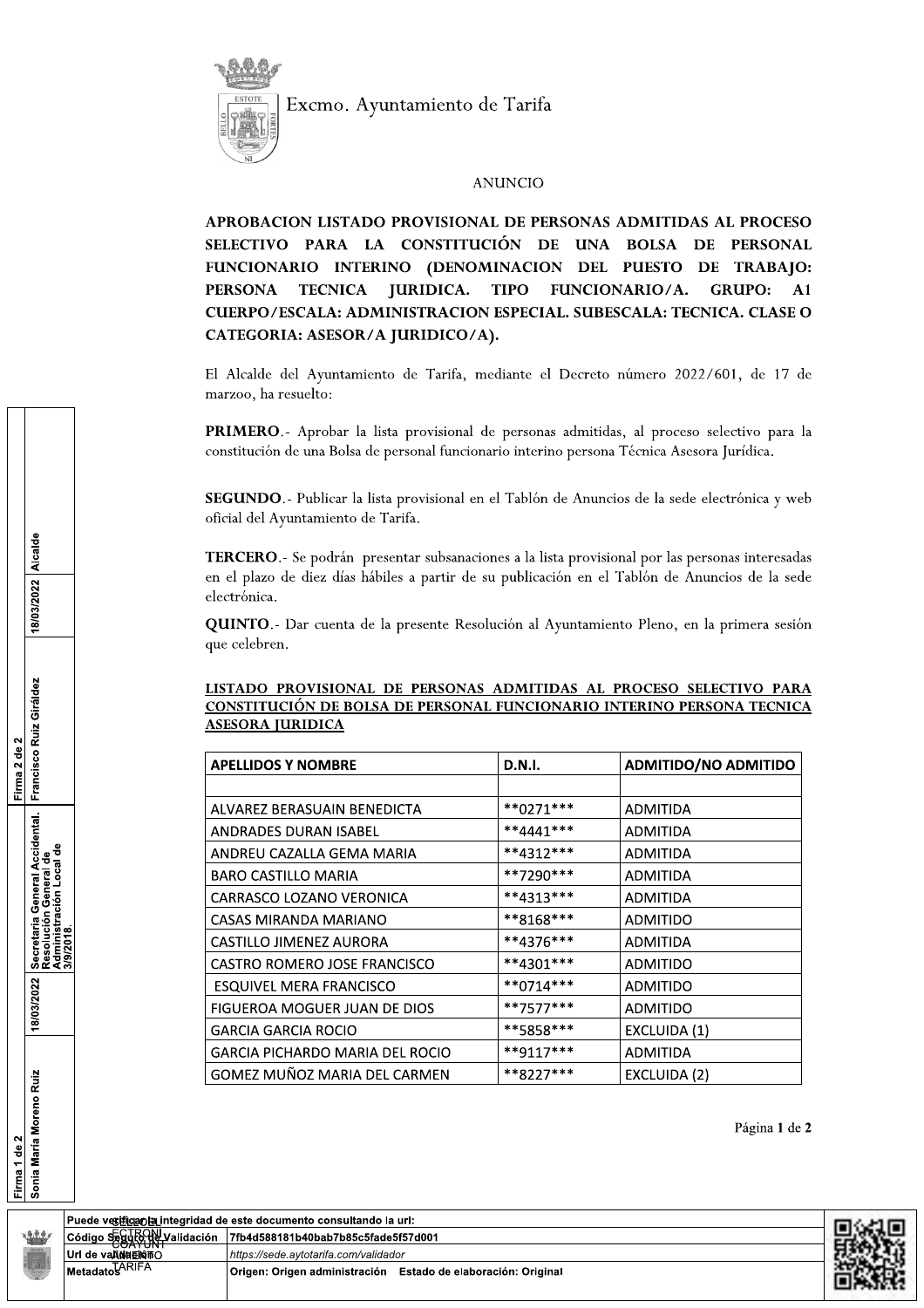Excmo. Ayuntamiento de Tarifa

ANUNCIO

**APROBACION LISTADO PROVISIONAL DE PERSONAS ADMITIDAS AL PROCESO SELECTIVO PARA LA CONSTITUCIÓN DE UNA BOLSA DE PERSONAL FUNCIONARIO INTERINO (DENOMINACION DEL PUESTO DE TRABAJO: PERSONA TECNICA JURIDICA. TIPO FUNCIONARIO/A. GRUPO: A1 CUERPO/ESCALA: ADMINISTRACION ESPECIAL. SUBESCALA: TECNICA. CLASE O CATEGORIA: ASESOR/A JURIDICO/A).**

El Alcalde del Ayuntamiento de Tarifa, mediante el Decreto número 2022/601, de 17 de marzoo, ha resuelto:

**PRIMERO**.- Aprobar la lista provisional de personas admitidas, al proceso selectivo para la constitución de una Bolsa de personal funcionario interino persona Técnica Asesora Jurídica.

**SEGUNDO**.- Publicar la lista provisional en el Tablón de Anuncios de la sede electrónica y web oficial del Ayuntamiento de Tarifa.

**TERCERO**.- Se podrán presentar subsanaciones a la lista provisional por las personas interesadas en el plazo de diez días hábiles a partir de su publicación en el Tablón de Anuncios de la sede electrónica.

**QUINTO**.- Dar cuenta de la presente Resolución al Ayuntamiento Pleno, en la primera sesión que celebren.

**LISTADO PROVISIONAL DE PERSONAS ADMITIDAS AL PROCESO SELECTIVO PARA CONSTITUCIÓN DE BOLSA DE PERSONAL FUNCIONARIO INTERINO PERSONA TECNICA ASESORA JURIDICA**

| APELLIDOS Y NOMBRE | D.N.I. | ADMITIDO/NO ADMITIDO |
|---|---|---|
| | | |
| ALVAREZ BERASUAIN BENEDICTA | **0271*** | ADMITIDA |
| ANDRADES DURAN ISABEL | **4441*** | ADMITIDA |
| ANDREU CAZALLA GEMA MARIA | **4312*** | ADMITIDA |
| BARO CASTILLO MARIA | **7290*** | ADMITIDA |
| CARRASCO LOZANO VERONICA | **4313*** | ADMITIDA |
| CASAS MIRANDA MARIANO | **8168*** | ADMITIDO |
| CASTILLO JIMENEZ AURORA | **4376*** | ADMITIDA |
| CASTRO ROMERO JOSE FRANCISCO | **4301*** | ADMITIDO |
| ESQUIVEL MERA FRANCISCO | **0714*** | ADMITIDO |
| FIGUEROA MOGUER JUAN DE DIOS | **7577*** | ADMITIDO |
| GARCIA GARCIA ROCIO | **5858*** | EXCLUIDA (1) |
| GARCIA PICHARDO MARIA DEL ROCIO | **9117*** | ADMITIDA |
| GOMEZ MUÑOZ MARIA DEL CARMEN | **8227*** | EXCLUIDA (2) |

Firma 1 de 2 — Sonia María Moreno Ruiz — 18/03/2022 — Secretaria General Accidental. Resolución General de Administración Local de 3/9/2018.

Firma 2 de 2 — Francisco Ruiz Giráldez — 18/03/2022 — Alcalde

| | |
|---|---|
| Puede verificar la integridad de este documento consultando la url: | |
| Código Seguro de Validación | 7fb4d588181b40bab7b85c5fade5f57d001 |
| Url de validación | https://sede.aytotarifa.com/validador |
| Metadatos | Origen: Origen administración Estado de elaboración: Original |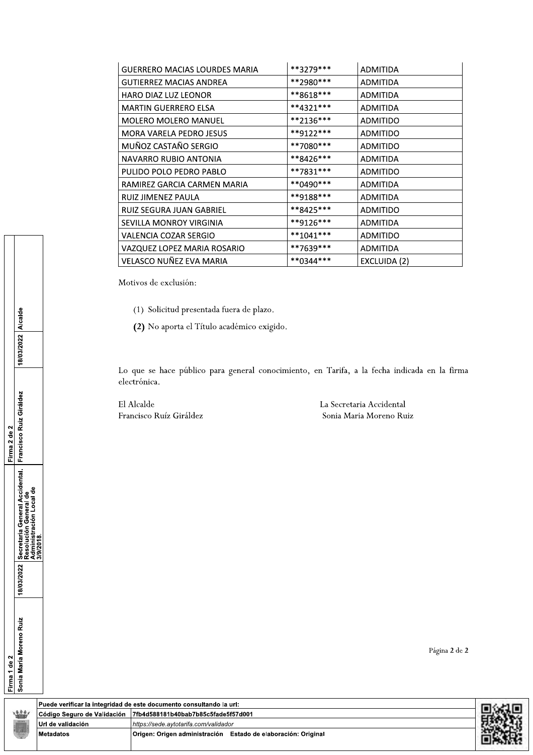| | | |
|---|---|---|
| GUERRERO MACIAS LOURDES MARIA | **3279*** | ADMITIDA |
| GUTIERREZ MACIAS ANDREA | **2980*** | ADMITIDA |
| HARO DIAZ LUZ LEONOR | **8618*** | ADMITIDA |
| MARTIN GUERRERO ELSA | **4321*** | ADMITIDA |
| MOLERO MOLERO MANUEL | **2136*** | ADMITIDO |
| MORA VARELA PEDRO JESUS | **9122*** | ADMITIDO |
| MUÑOZ CASTAÑO SERGIO | **7080*** | ADMITIDO |
| NAVARRO RUBIO ANTONIA | **8426*** | ADMITIDA |
| PULIDO POLO PEDRO PABLO | **7831*** | ADMITIDO |
| RAMIREZ GARCIA CARMEN MARIA | **0490*** | ADMITIDA |
| RUIZ JIMENEZ PAULA | **9188*** | ADMITIDA |
| RUIZ SEGURA JUAN GABRIEL | **8425*** | ADMITIDO |
| SEVILLA MONROY VIRGINIA | **9126*** | ADMITIDA |
| VALENCIA COZAR SERGIO | **1041*** | ADMITIDO |
| VAZQUEZ LOPEZ MARIA ROSARIO | **7639*** | ADMITIDA |
| VELASCO NUÑEZ EVA MARIA | **0344*** | EXCLUIDA (2) |

Motivos de exclusión:

(1) Solicitud presentada fuera de plazo.

**(2)** No aporta el Título académico exigido.

Lo que se hace público para general conocimiento, en Tarifa, a la fecha indicada en la firma electrónica.

El Alcalde
Francisco Ruíz Giráldez

La Secretaria Accidental
Sonia Maria Moreno Ruiz

| Firma 1 de 2 | | | Firma 2 de 2 | | |
|---|---|---|---|---|---|
| Sonia María Moreno Ruiz | 18/03/2022 | Secretaria General Accidental. Resolución General de Administración Local de 3/9/2018. | Francisco Ruiz Giráldez | 18/03/2022 | Alcalde |

| Puede verificar la integridad de este documento consultando la url: | |
|---|---|
| Código Seguro de Validación | 7fb4d588181b40bab7b85c5fade5f57d001 |
| Url de validación | https://sede.aytotarifa.com/validador |
| Metadatos | Origen: Origen administración Estado de elaboración: Original |